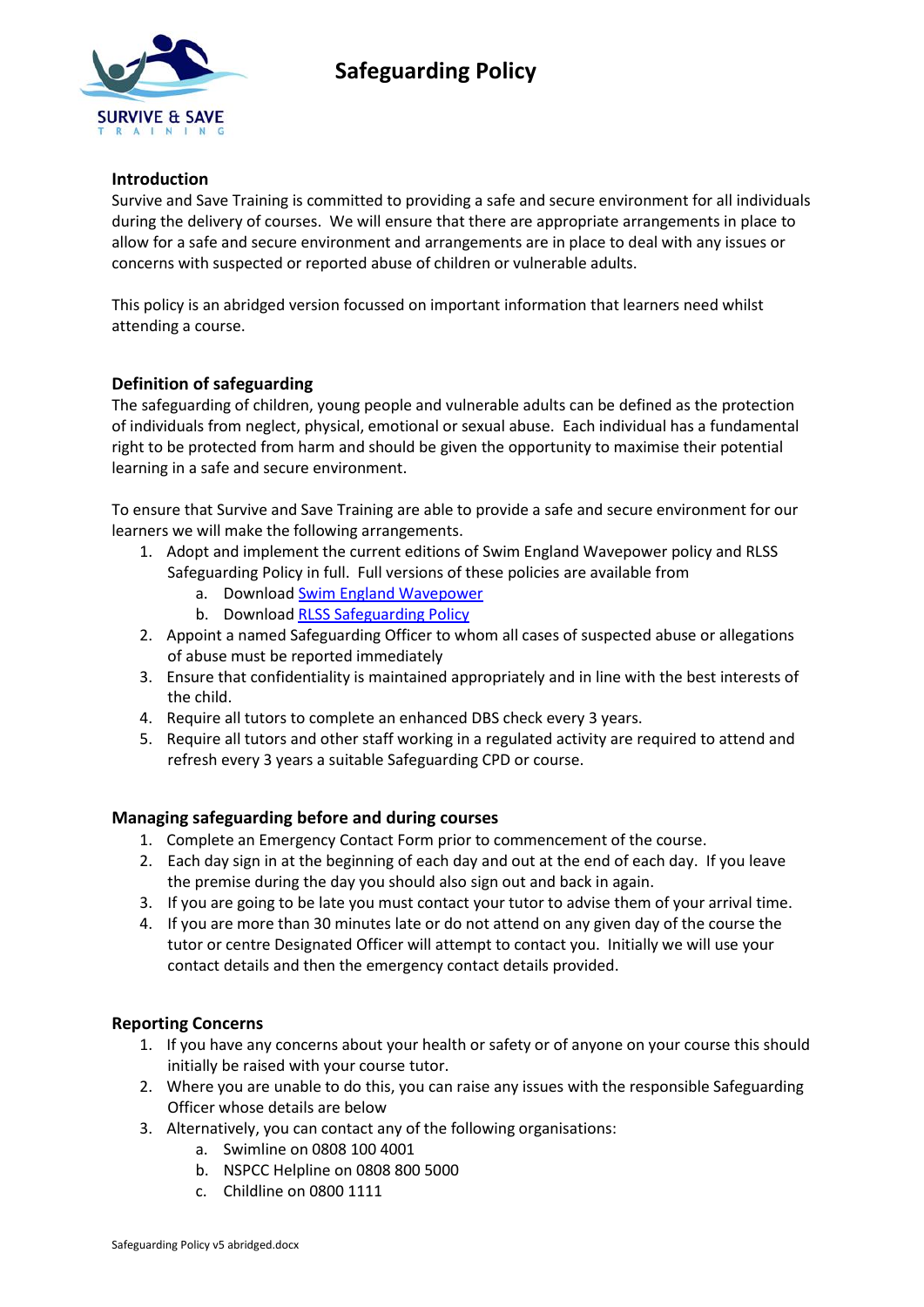# Safeguarding Policy

## Introduction

Survive and Save Training is committed to providing a safe and secure environment for all individuals during the delivery of courses. We will ensure that there are appropriate arrangements in place to allow for a safe and secure environment and arrangements are in place to deal with any issues or concerns with suspected or reported abuse of children or vulnerable adults.

This policy is an abridged version focussed on important information that learners need whilst attending a course.

## Definition of safeguarding

The safeguarding of children, young people and vulnerable adults can be defined as the protection of individuals from neglect, physical, emotional or sexual abuse. Each individual has a fundamental right to be protected from harm and should be given the opportunity to maximise their potential learning in a safe and secure environment.

To ensure that Survive and Save Training are able to provide a safe and secure environment for our learners we will make the following arrangements.

1. Adopt and implement the current editions of Swim England Wavepower policy and RLSS Safeguarding Policy in full. Full versions of these policies are available from
   a. Download Swim England Wavepower
   b. Download RLSS Safeguarding Policy
2. Appoint a named Safeguarding Officer to whom all cases of suspected abuse or allegations of abuse must be reported immediately
3. Ensure that confidentiality is maintained appropriately and in line with the best interests of the child.
4. Require all tutors to complete an enhanced DBS check every 3 years.
5. Require all tutors and other staff working in a regulated activity are required to attend and refresh every 3 years a suitable Safeguarding CPD or course.

## Managing safeguarding before and during courses

1. Complete an Emergency Contact Form prior to commencement of the course.
2. Each day sign in at the beginning of each day and out at the end of each day. If you leave the premise during the day you should also sign out and back in again.
3. If you are going to be late you must contact your tutor to advise them of your arrival time.
4. If you are more than 30 minutes late or do not attend on any given day of the course the tutor or centre Designated Officer will attempt to contact you. Initially we will use your contact details and then the emergency contact details provided.

## Reporting Concerns

1. If you have any concerns about your health or safety or of anyone on your course this should initially be raised with your course tutor.
2. Where you are unable to do this, you can raise any issues with the responsible Safeguarding Officer whose details are below
3. Alternatively, you can contact any of the following organisations:
   a. Swimline on 0808 100 4001
   b. NSPCC Helpline on 0808 800 5000
   c. Childline on 0800 1111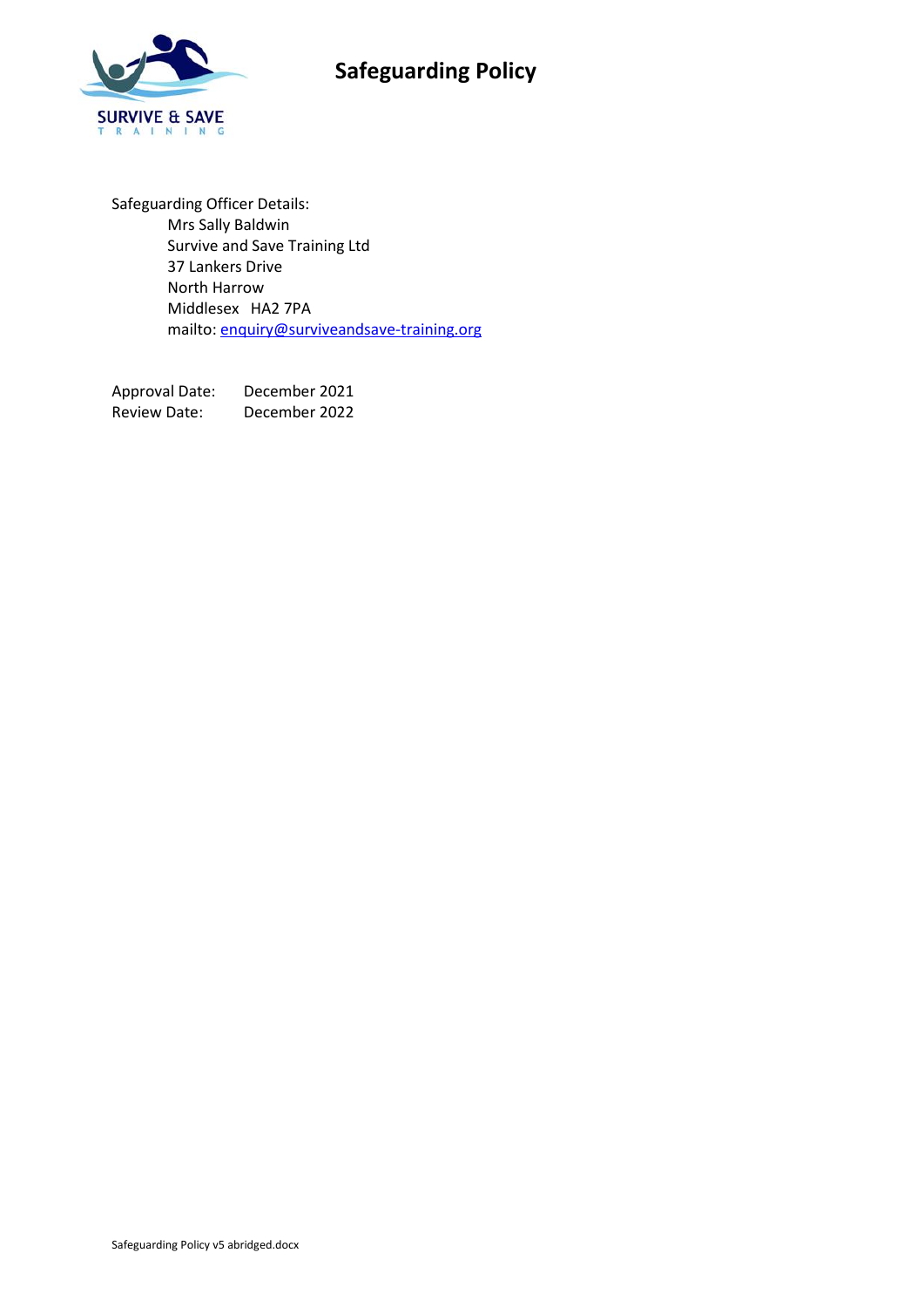# Safeguarding Policy

SURVIVE & SAVE
TRAINING

Safeguarding Officer Details:

Mrs Sally Baldwin
Survive and Save Training Ltd
37 Lankers Drive
North Harrow
Middlesex HA2 7PA
mailto: enquiry@surviveandsave-training.org

Approval Date: December 2021
Review Date: December 2022

Safeguarding Policy v5 abridged.docx